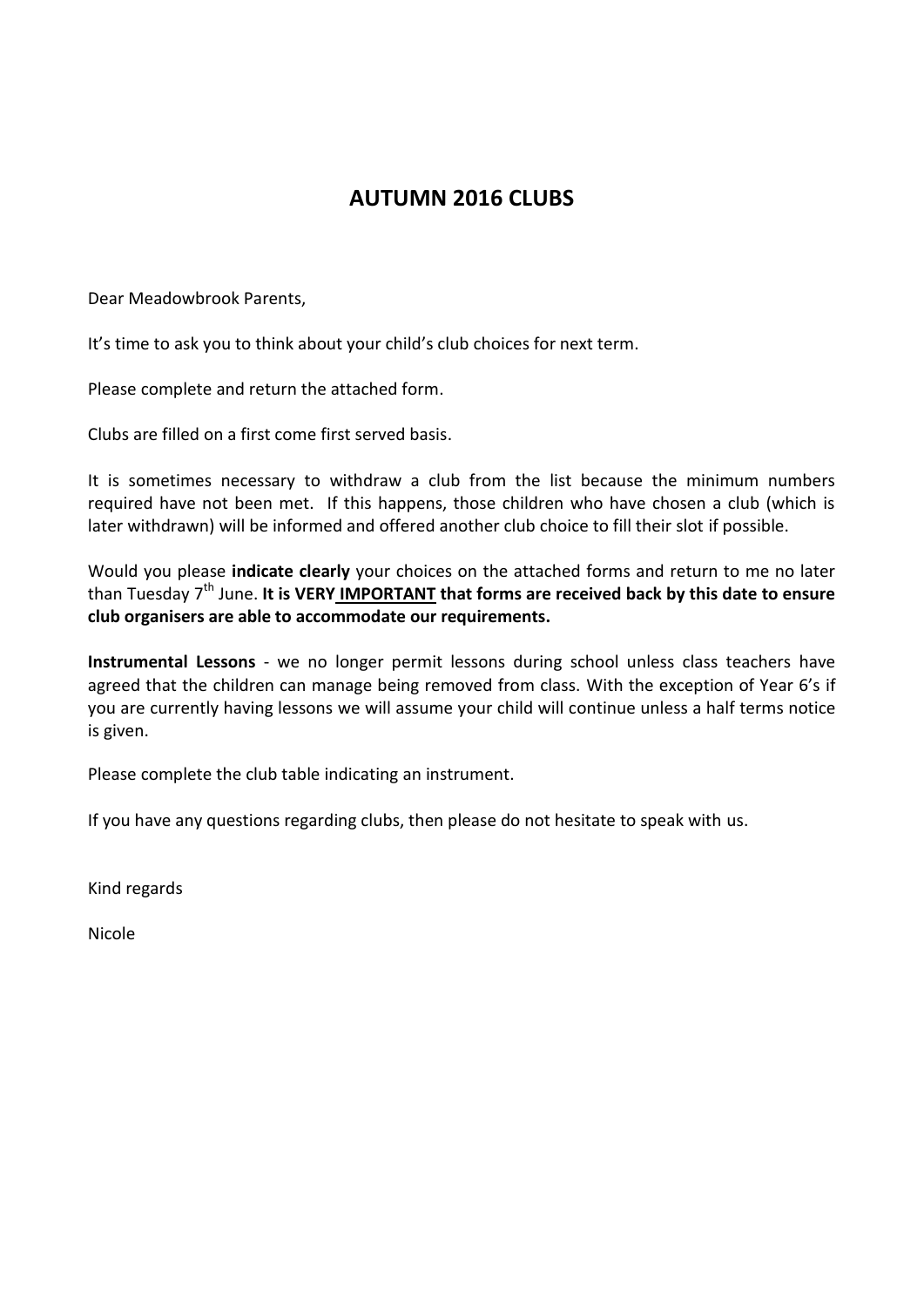# AUTUMN 2016 CLUBS

Dear Meadowbrook Parents,

It's time to ask you to think about your child's club choices for next term.

Please complete and return the attached form.

Clubs are filled on a first come first served basis.

It is sometimes necessary to withdraw a club from the list because the minimum numbers required have not been met. If this happens, those children who have chosen a club (which is later withdrawn) will be informed and offered another club choice to fill their slot if possible.

Would you please **indicate clearly** your choices on the attached forms and return to me no later than Tuesday 7th June. **It is VERY <u>IMPORTANT</u> that forms are received back by this date to ensure club organisers are able to accommodate our requirements.**

**Instrumental Lessons** - we no longer permit lessons during school unless class teachers have agreed that the children can manage being removed from class. With the exception of Year 6's if you are currently having lessons we will assume your child will continue unless a half terms notice is given.

Please complete the club table indicating an instrument.

If you have any questions regarding clubs, then please do not hesitate to speak with us.

Kind regards

Nicole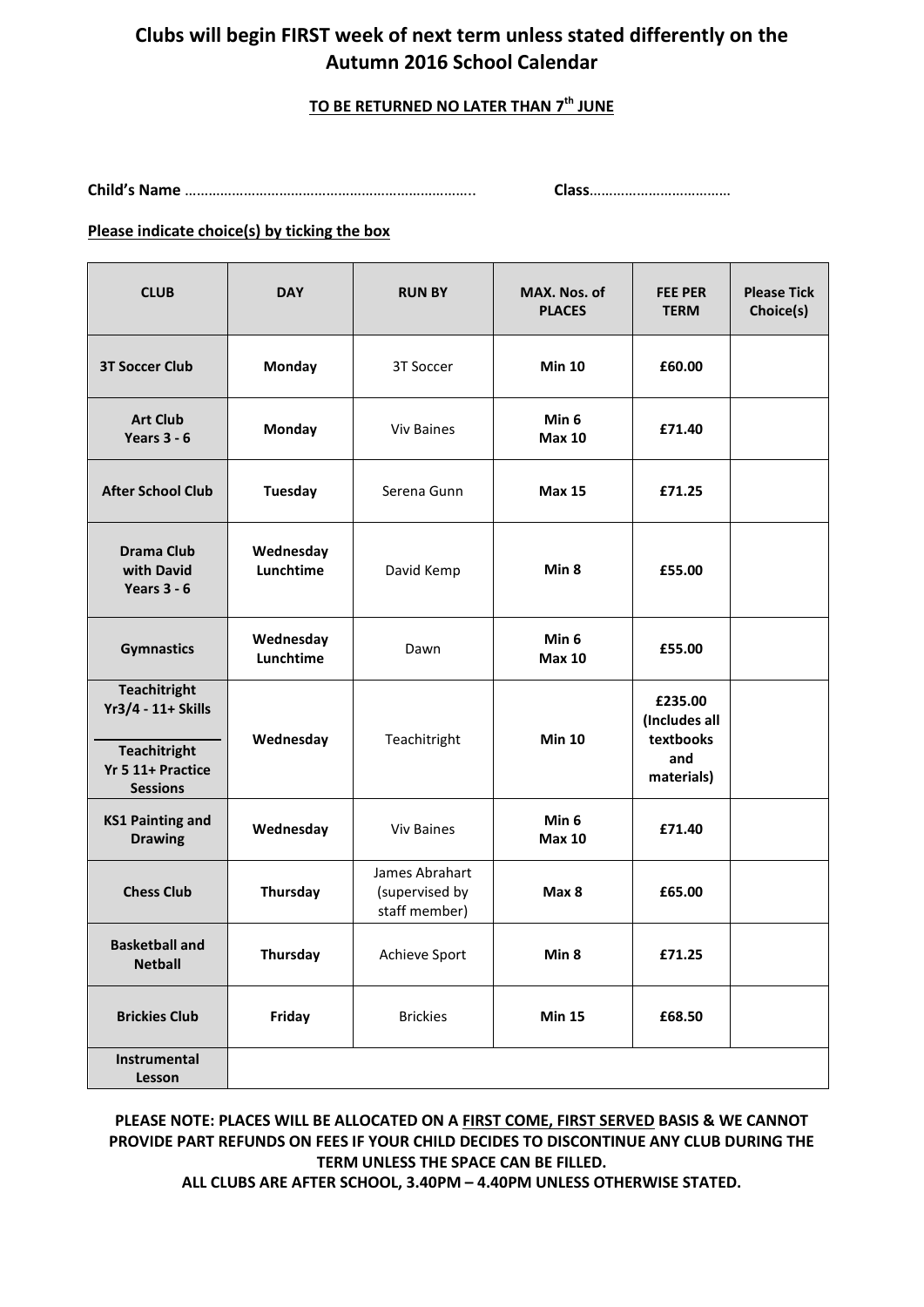# Clubs will begin FIRST week of next term unless stated differently on the Autumn 2016 School Calendar

**TO BE RETURNED NO LATER THAN 7th JUNE**

**Child's Name** ……………………………………………………………….. **Class**………………………………

**Please indicate choice(s) by ticking the box**

| CLUB | DAY | RUN BY | MAX. Nos. of PLACES | FEE PER TERM | Please Tick Choice(s) |
|---|---|---|---|---|---|
| **3T Soccer Club** | **Monday** | 3T Soccer | **Min 10** | **£60.00** | |
| **Art Club Years 3 - 6** | **Monday** | Viv Baines | **Min 6 Max 10** | **£71.40** | |
| **After School Club** | **Tuesday** | Serena Gunn | **Max 15** | **£71.25** | |
| **Drama Club with David Years 3 - 6** | **Wednesday Lunchtime** | David Kemp | **Min 8** | **£55.00** | |
| **Gymnastics** | **Wednesday Lunchtime** | Dawn | **Min 6 Max 10** | **£55.00** | |
| **Teachitright Yr3/4 - 11+ Skills** / **Teachitright Yr 5 11+ Practice Sessions** | **Wednesday** | Teachitright | **Min 10** | **£235.00 (Includes all textbooks and materials)** | |
| **KS1 Painting and Drawing** | **Wednesday** | Viv Baines | **Min 6 Max 10** | **£71.40** | |
| **Chess Club** | **Thursday** | James Abrahart (supervised by staff member) | **Max 8** | **£65.00** | |
| **Basketball and Netball** | **Thursday** | Achieve Sport | **Min 8** | **£71.25** | |
| **Brickies Club** | **Friday** | Brickies | **Min 15** | **£68.50** | |
| **Instrumental Lesson** | | | | | |

**PLEASE NOTE: PLACES WILL BE ALLOCATED ON A FIRST COME, FIRST SERVED BASIS & WE CANNOT PROVIDE PART REFUNDS ON FEES IF YOUR CHILD DECIDES TO DISCONTINUE ANY CLUB DURING THE TERM UNLESS THE SPACE CAN BE FILLED.**

**ALL CLUBS ARE AFTER SCHOOL, 3.40PM – 4.40PM UNLESS OTHERWISE STATED.**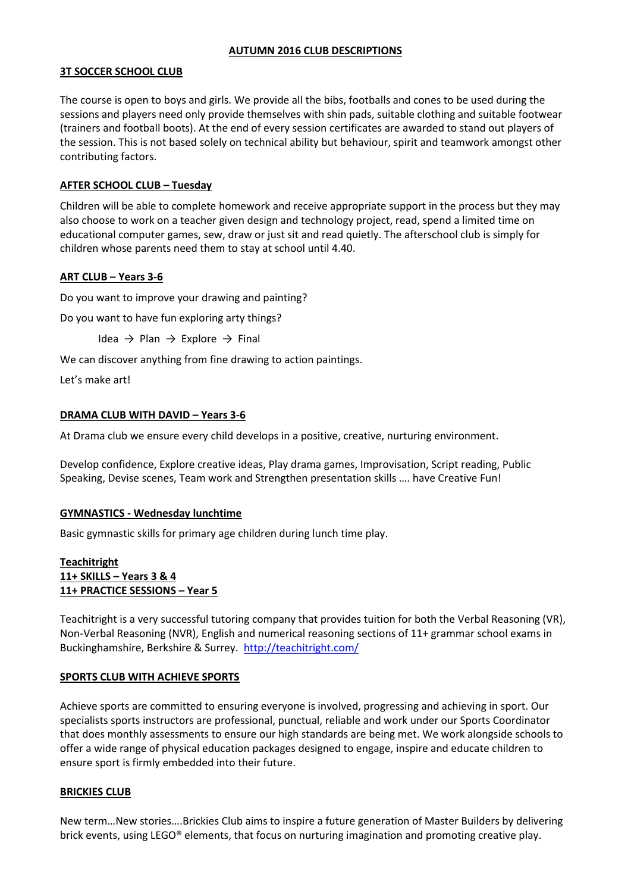# AUTUMN 2016 CLUB DESCRIPTIONS

## 3T SOCCER SCHOOL CLUB

The course is open to boys and girls. We provide all the bibs, footballs and cones to be used during the sessions and players need only provide themselves with shin pads, suitable clothing and suitable footwear (trainers and football boots). At the end of every session certificates are awarded to stand out players of the session. This is not based solely on technical ability but behaviour, spirit and teamwork amongst other contributing factors.

## AFTER SCHOOL CLUB – Tuesday

Children will be able to complete homework and receive appropriate support in the process but they may also choose to work on a teacher given design and technology project, read, spend a limited time on educational computer games, sew, draw or just sit and read quietly. The afterschool club is simply for children whose parents need them to stay at school until 4.40.

## ART CLUB – Years 3-6

Do you want to improve your drawing and painting?

Do you want to have fun exploring arty things?

Idea → Plan → Explore → Final

We can discover anything from fine drawing to action paintings.

Let's make art!

## DRAMA CLUB WITH DAVID – Years 3-6

At Drama club we ensure every child develops in a positive, creative, nurturing environment.

Develop confidence, Explore creative ideas, Play drama games, Improvisation, Script reading, Public Speaking, Devise scenes, Team work and Strengthen presentation skills …. have Creative Fun!

## GYMNASTICS - Wednesday lunchtime

Basic gymnastic skills for primary age children during lunch time play.

## Teachitright
## 11+ SKILLS – Years 3 & 4
## 11+ PRACTICE SESSIONS – Year 5

Teachitright is a very successful tutoring company that provides tuition for both the Verbal Reasoning (VR), Non-Verbal Reasoning (NVR), English and numerical reasoning sections of 11+ grammar school exams in Buckinghamshire, Berkshire & Surrey. http://teachitright.com/

## SPORTS CLUB WITH ACHIEVE SPORTS

Achieve sports are committed to ensuring everyone is involved, progressing and achieving in sport. Our specialists sports instructors are professional, punctual, reliable and work under our Sports Coordinator that does monthly assessments to ensure our high standards are being met. We work alongside schools to offer a wide range of physical education packages designed to engage, inspire and educate children to ensure sport is firmly embedded into their future.

## BRICKIES CLUB

New term…New stories….Brickies Club aims to inspire a future generation of Master Builders by delivering brick events, using LEGO® elements, that focus on nurturing imagination and promoting creative play.